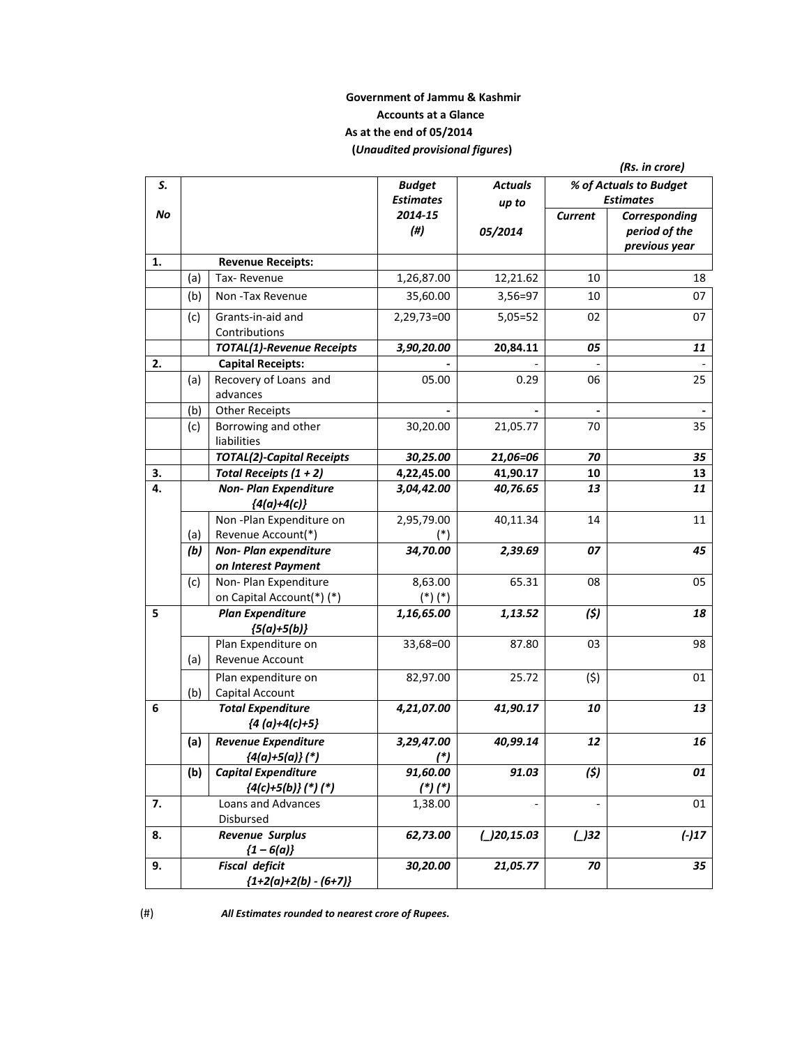**Government of Jammu & Kashmir**

**Accounts at a Glance**

**As at the end of 05/2014**

**(*Unaudited provisional figures*)**

*(Rs. in crore)*

| S. No | | | Budget Estimates 2014-15 (#) | Actuals up to 05/2014 | % of Actuals to Budget Estimates | |
|---|---|---|---|---|---|---|
| | | | | | Current | Corresponding period of the previous year |
| 1. | | **Revenue Receipts:** | | | | |
| | (a) | Tax- Revenue | 1,26,87.00 | 12,21.62 | 10 | 18 |
| | (b) | Non -Tax Revenue | 35,60.00 | 3,56=97 | 10 | 07 |
| | (c) | Grants-in-aid and Contributions | 2,29,73=00 | 5,05=52 | 02 | 07 |
| | | ***TOTAL(1)-Revenue Receipts*** | ***3,90,20.00*** | ***20,84.11*** | ***05*** | ***11*** |
| 2. | | **Capital Receipts:** | - | - | - | - |
| | (a) | Recovery of Loans and advances | 05.00 | 0.29 | 06 | 25 |
| | (b) | Other Receipts | - | - | - | - |
| | (c) | Borrowing and other liabilities | 30,20.00 | 21,05.77 | 70 | 35 |
| | | ***TOTAL(2)-Capital Receipts*** | ***30,25.00*** | ***21,06=06*** | ***70*** | ***35*** |
| 3. | | ***Total Receipts (1 + 2)*** | ***4,22,45.00*** | ***41,90.17*** | ***10*** | ***13*** |
| 4. | | ***Non- Plan Expenditure {4(a)+4(c)}*** | ***3,04,42.00*** | ***40,76.65*** | ***13*** | ***11*** |
| | (a) | Non -Plan Expenditure on Revenue Account(*) | 2,95,79.00 (*) | 40,11.34 | 14 | 11 |
| | ***(b)*** | ***Non- Plan expenditure on Interest Payment*** | ***34,70.00*** | ***2,39.69*** | ***07*** | ***45*** |
| | (c) | Non- Plan Expenditure on Capital Account(*) (*) | 8,63.00 (*) (*) | 65.31 | 08 | 05 |
| 5 | | ***Plan Expenditure {5(a)+5(b)}*** | ***1,16,65.00*** | ***1,13.52*** | ***($)*** | ***18*** |
| | (a) | Plan Expenditure on Revenue Account | 33,68=00 | 87.80 | 03 | 98 |
| | (b) | Plan expenditure on Capital Account | 82,97.00 | 25.72 | ($) | 01 |
| 6 | | ***Total Expenditure {4 (a)+4(c)+5}*** | ***4,21,07.00*** | ***41,90.17*** | ***10*** | ***13*** |
| | ***(a)*** | ***Revenue Expenditure {4(a)+5(a)} (*)*** | ***3,29,47.00 (*)*** | ***40,99.14*** | ***12*** | ***16*** |
| | ***(b)*** | ***Capital Expenditure {4(c)+5(b)} (*) (*)*** | ***91,60.00 (*) (*)*** | ***91.03*** | ***($)*** | ***01*** |
| 7. | | Loans and Advances Disbursed | 1,38.00 | - | - | 01 |
| 8. | | ***Revenue Surplus {1 – 6(a)}*** | ***62,73.00*** | ***(_)20,15.03*** | ***(_)32*** | ***(-)17*** |
| 9. | | ***Fiscal deficit {1+2(a)+2(b) - (6+7)}*** | ***30,20.00*** | ***21,05.77*** | ***70*** | ***35*** |

(#) ***All Estimates rounded to nearest crore of Rupees.***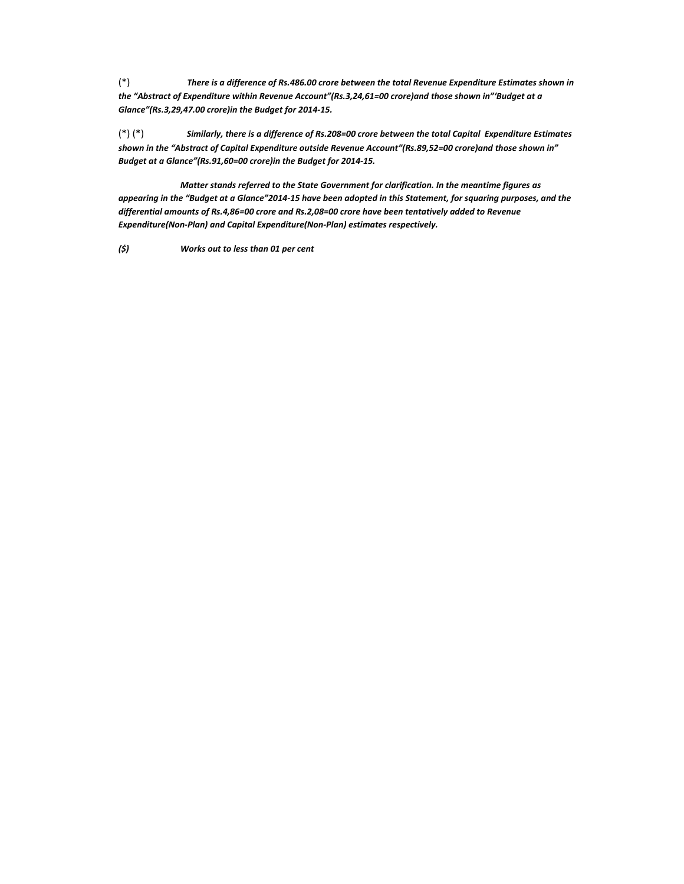(*) *There is a difference of Rs.486.00 crore between the total Revenue Expenditure Estimates shown in the "Abstract of Expenditure within Revenue Account"(Rs.3,24,61=00 crore)and those shown in"'Budget at a Glance"(Rs.3,29,47.00 crore)in the Budget for 2014-15.*

(*) (*) *Similarly, there is a difference of Rs.208=00 crore between the total Capital Expenditure Estimates shown in the "Abstract of Capital Expenditure outside Revenue Account"(Rs.89,52=00 crore)and those shown in" Budget at a Glance"(Rs.91,60=00 crore)in the Budget for 2014-15.*

*Matter stands referred to the State Government for clarification. In the meantime figures as appearing in the "Budget at a Glance"2014-15 have been adopted in this Statement, for squaring purposes, and the differential amounts of Rs.4,86=00 crore and Rs.2,08=00 crore have been tentatively added to Revenue Expenditure(Non-Plan) and Capital Expenditure(Non-Plan) estimates respectively.*

*($) Works out to less than 01 per cent*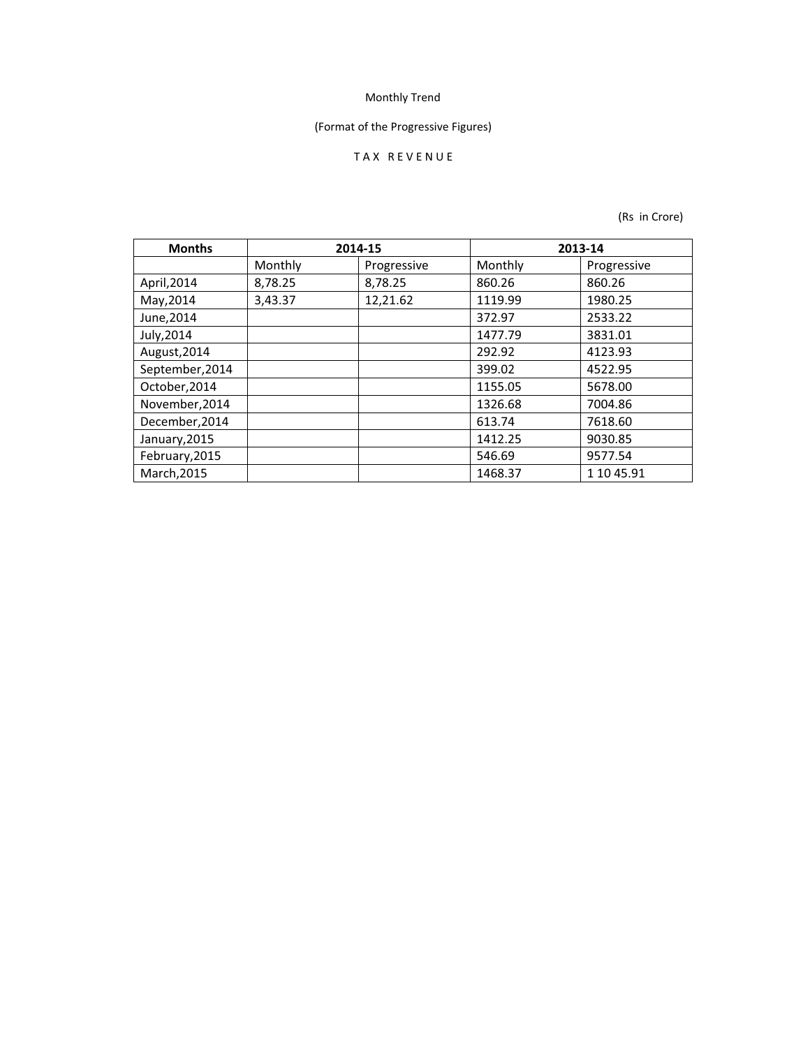Monthly Trend

(Format of the Progressive Figures)

T A X  R E V E N U E

(Rs in Crore)

| Months | 2014-15 | | 2013-14 | |
|---|---|---|---|---|
| | Monthly | Progressive | Monthly | Progressive |
| April,2014 | 8,78.25 | 8,78.25 | 860.26 | 860.26 |
| May,2014 | 3,43.37 | 12,21.62 | 1119.99 | 1980.25 |
| June,2014 | | | 372.97 | 2533.22 |
| July,2014 | | | 1477.79 | 3831.01 |
| August,2014 | | | 292.92 | 4123.93 |
| September,2014 | | | 399.02 | 4522.95 |
| October,2014 | | | 1155.05 | 5678.00 |
| November,2014 | | | 1326.68 | 7004.86 |
| December,2014 | | | 613.74 | 7618.60 |
| January,2015 | | | 1412.25 | 9030.85 |
| February,2015 | | | 546.69 | 9577.54 |
| March,2015 | | | 1468.37 | 1 10 45.91 |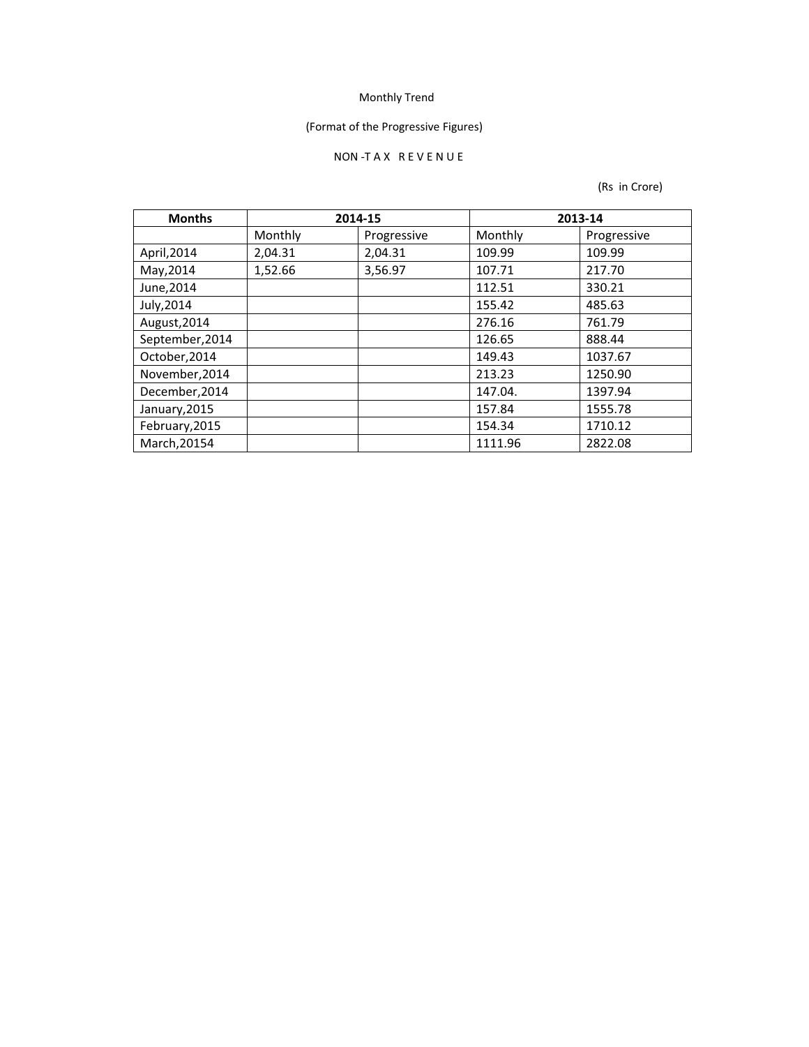Monthly Trend

(Format of the Progressive Figures)

NON -T A X R E V E N U E

(Rs in Crore)

| Months | 2014-15 | | 2013-14 | |
|---|---|---|---|---|
| | Monthly | Progressive | Monthly | Progressive |
| April,2014 | 2,04.31 | 2,04.31 | 109.99 | 109.99 |
| May,2014 | 1,52.66 | 3,56.97 | 107.71 | 217.70 |
| June,2014 | | | 112.51 | 330.21 |
| July,2014 | | | 155.42 | 485.63 |
| August,2014 | | | 276.16 | 761.79 |
| September,2014 | | | 126.65 | 888.44 |
| October,2014 | | | 149.43 | 1037.67 |
| November,2014 | | | 213.23 | 1250.90 |
| December,2014 | | | 147.04. | 1397.94 |
| January,2015 | | | 157.84 | 1555.78 |
| February,2015 | | | 154.34 | 1710.12 |
| March,20154 | | | 1111.96 | 2822.08 |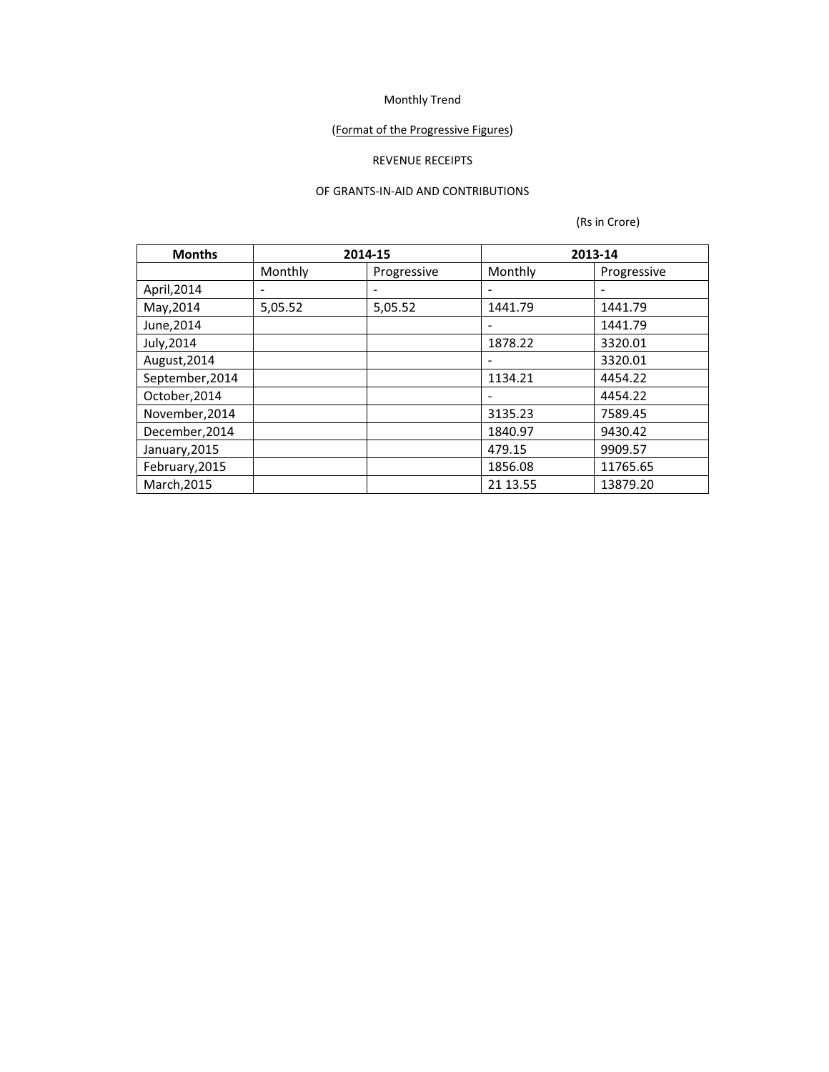Monthly Trend

(Format of the Progressive Figures)

REVENUE RECEIPTS

OF GRANTS-IN-AID AND CONTRIBUTIONS

(Rs in Crore)

| **Months** | **2014-15** | | **2013-14** | |
|---|---|---|---|---|
| | Monthly | Progressive | Monthly | Progressive |
| April,2014 | - | - | - | - |
| May,2014 | 5,05.52 | 5,05.52 | 1441.79 | 1441.79 |
| June,2014 | | | - | 1441.79 |
| July,2014 | | | 1878.22 | 3320.01 |
| August,2014 | | | - | 3320.01 |
| September,2014 | | | 1134.21 | 4454.22 |
| October,2014 | | | - | 4454.22 |
| November,2014 | | | 3135.23 | 7589.45 |
| December,2014 | | | 1840.97 | 9430.42 |
| January,2015 | | | 479.15 | 9909.57 |
| February,2015 | | | 1856.08 | 11765.65 |
| March,2015 | | | 21 13.55 | 13879.20 |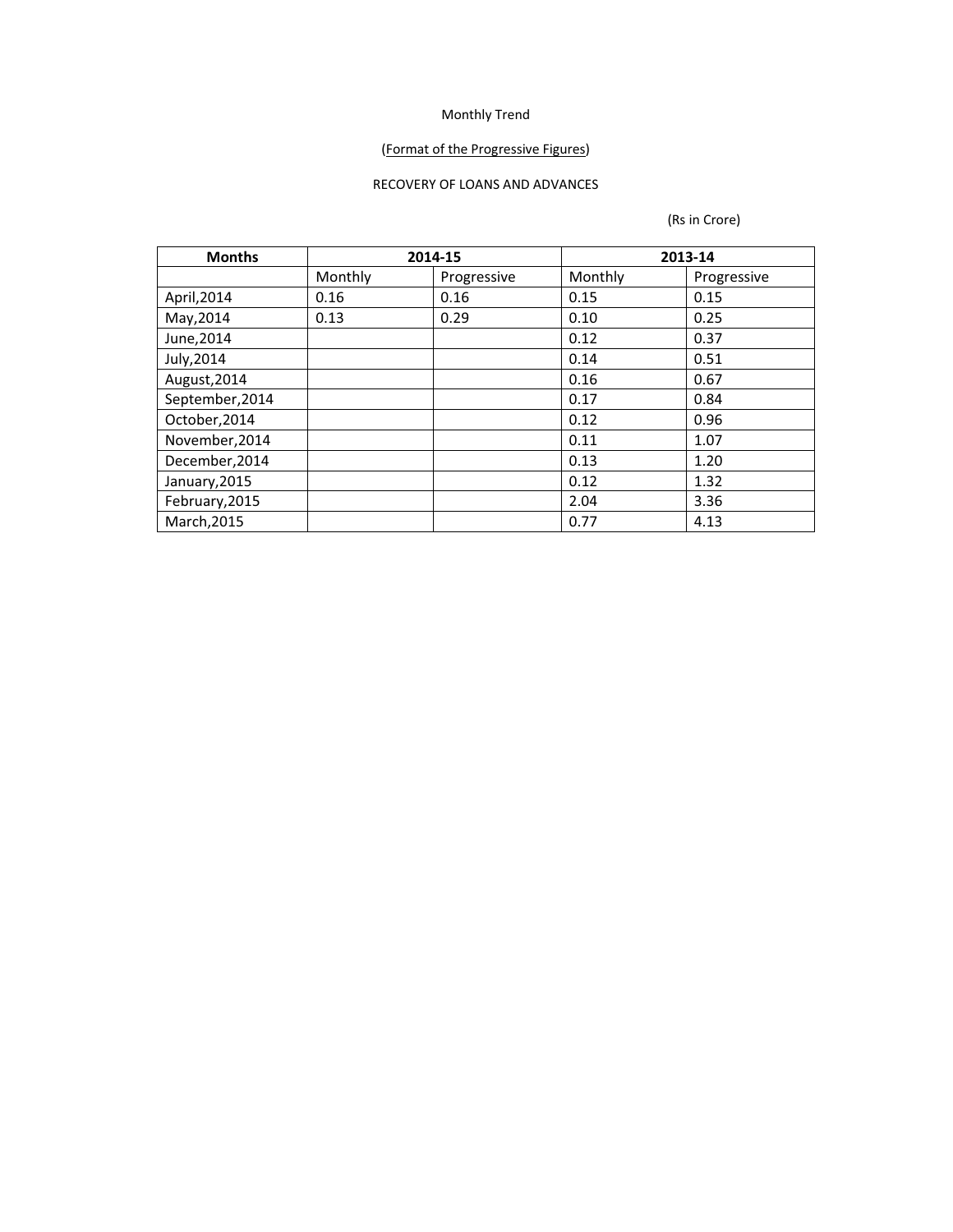Monthly Trend

(Format of the Progressive Figures)

RECOVERY OF LOANS AND ADVANCES

(Rs in Crore)

| Months | 2014-15 | | 2013-14 | |
|---|---|---|---|---|
| | Monthly | Progressive | Monthly | Progressive |
| April,2014 | 0.16 | 0.16 | 0.15 | 0.15 |
| May,2014 | 0.13 | 0.29 | 0.10 | 0.25 |
| June,2014 | | | 0.12 | 0.37 |
| July,2014 | | | 0.14 | 0.51 |
| August,2014 | | | 0.16 | 0.67 |
| September,2014 | | | 0.17 | 0.84 |
| October,2014 | | | 0.12 | 0.96 |
| November,2014 | | | 0.11 | 1.07 |
| December,2014 | | | 0.13 | 1.20 |
| January,2015 | | | 0.12 | 1.32 |
| February,2015 | | | 2.04 | 3.36 |
| March,2015 | | | 0.77 | 4.13 |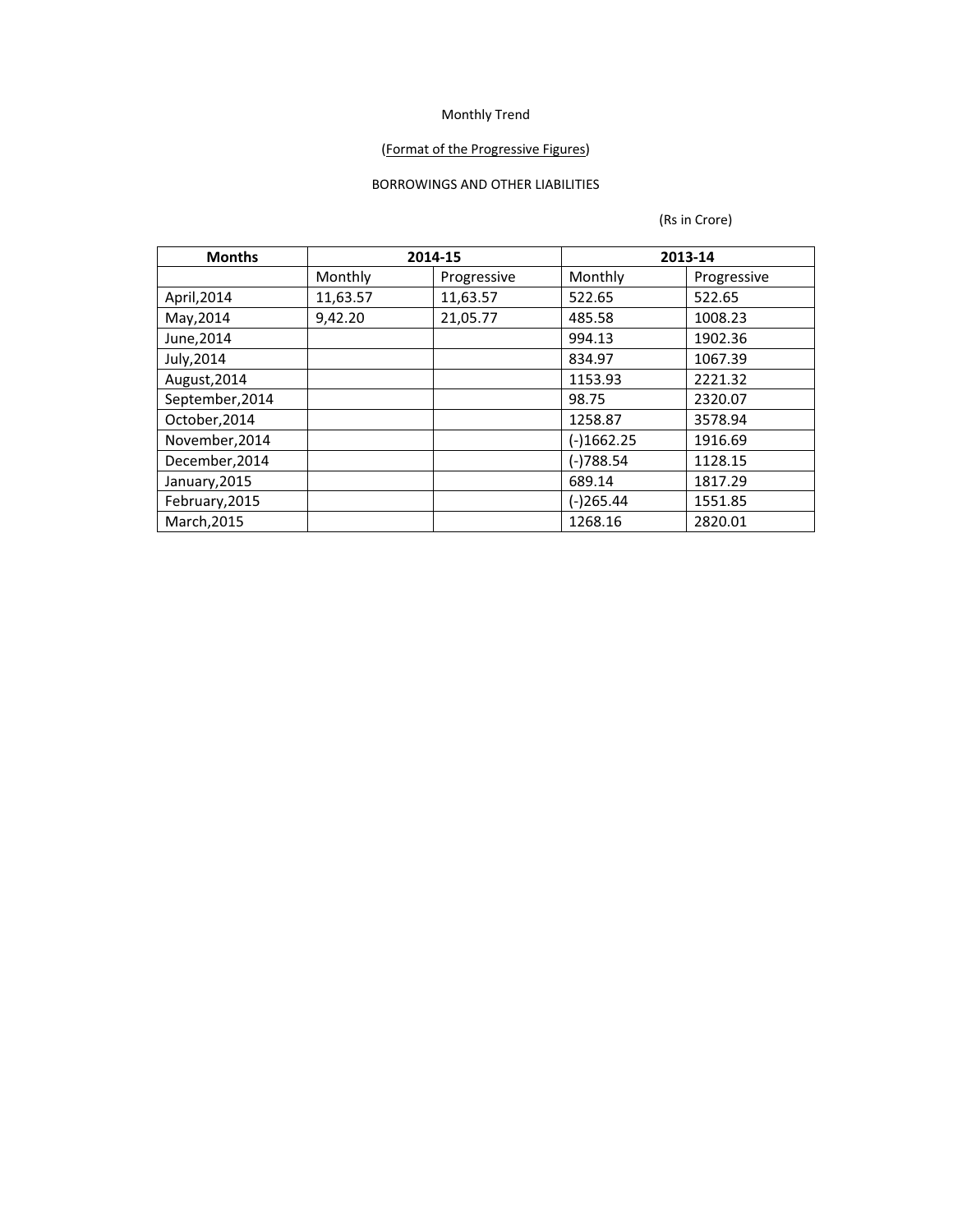Monthly Trend

(Format of the Progressive Figures)

BORROWINGS AND OTHER LIABILITIES

(Rs in Crore)

| Months | 2014-15 | | 2013-14 | |
|---|---|---|---|---|
| | Monthly | Progressive | Monthly | Progressive |
| April,2014 | 11,63.57 | 11,63.57 | 522.65 | 522.65 |
| May,2014 | 9,42.20 | 21,05.77 | 485.58 | 1008.23 |
| June,2014 | | | 994.13 | 1902.36 |
| July,2014 | | | 834.97 | 1067.39 |
| August,2014 | | | 1153.93 | 2221.32 |
| September,2014 | | | 98.75 | 2320.07 |
| October,2014 | | | 1258.87 | 3578.94 |
| November,2014 | | | (-)1662.25 | 1916.69 |
| December,2014 | | | (-)788.54 | 1128.15 |
| January,2015 | | | 689.14 | 1817.29 |
| February,2015 | | | (-)265.44 | 1551.85 |
| March,2015 | | | 1268.16 | 2820.01 |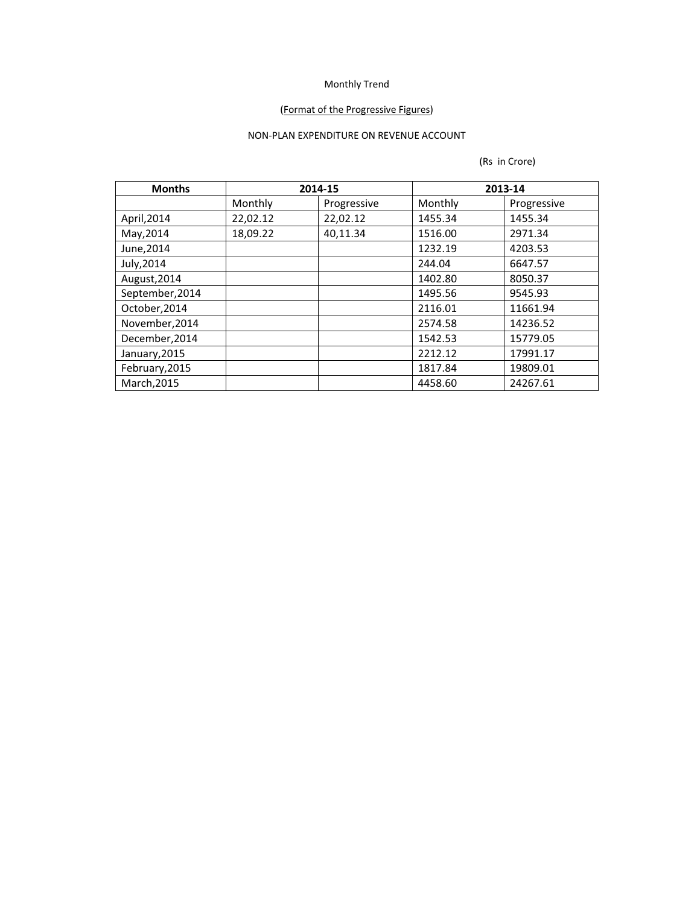Monthly Trend

(Format of the Progressive Figures)

NON-PLAN EXPENDITURE ON REVENUE ACCOUNT

(Rs in Crore)

| Months | 2014-15 | | 2013-14 | |
|---|---|---|---|---|
| | Monthly | Progressive | Monthly | Progressive |
| April,2014 | 22,02.12 | 22,02.12 | 1455.34 | 1455.34 |
| May,2014 | 18,09.22 | 40,11.34 | 1516.00 | 2971.34 |
| June,2014 | | | 1232.19 | 4203.53 |
| July,2014 | | | 244.04 | 6647.57 |
| August,2014 | | | 1402.80 | 8050.37 |
| September,2014 | | | 1495.56 | 9545.93 |
| October,2014 | | | 2116.01 | 11661.94 |
| November,2014 | | | 2574.58 | 14236.52 |
| December,2014 | | | 1542.53 | 15779.05 |
| January,2015 | | | 2212.12 | 17991.17 |
| February,2015 | | | 1817.84 | 19809.01 |
| March,2015 | | | 4458.60 | 24267.61 |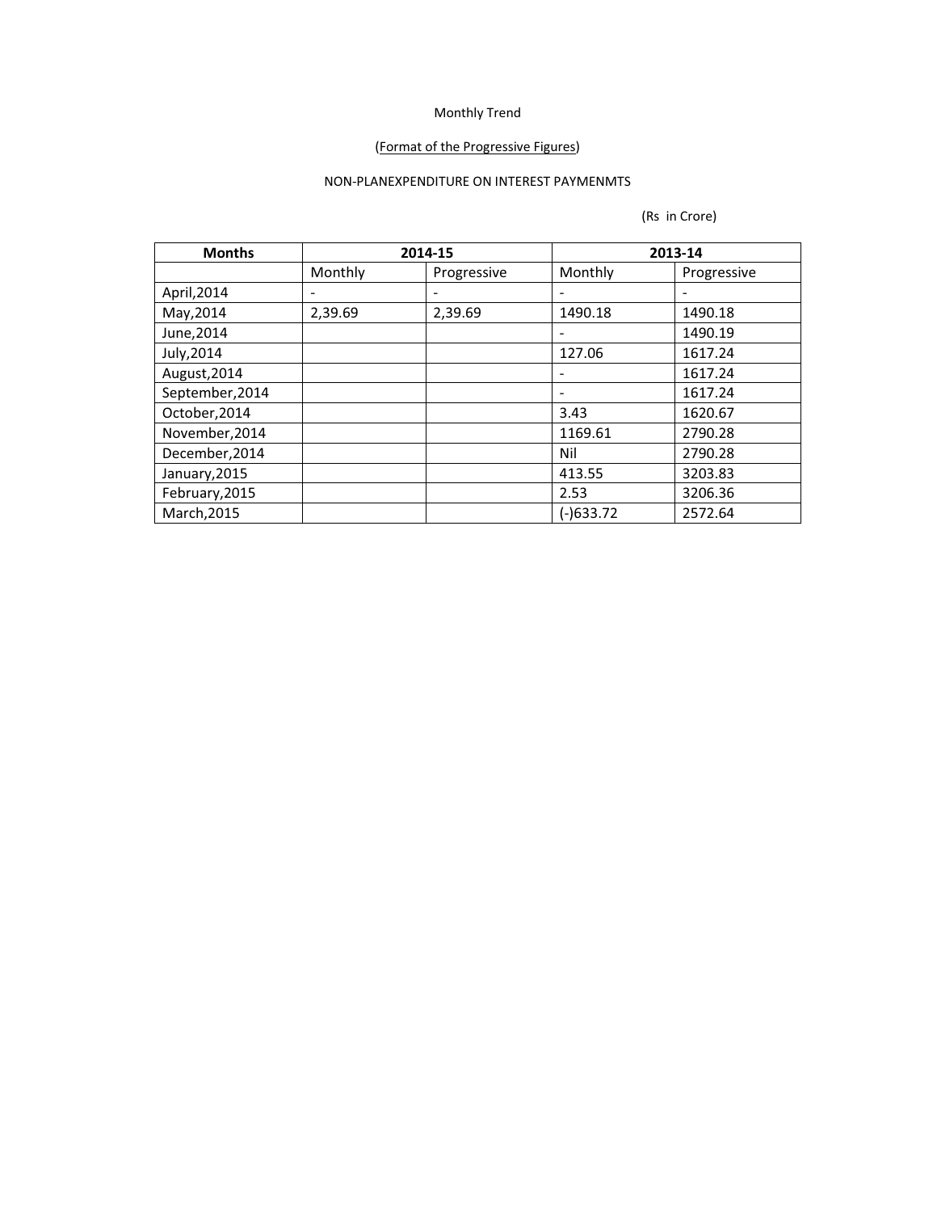Monthly Trend

(Format of the Progressive Figures)

NON-PLANEXPENDITURE ON INTEREST PAYMENMTS

(Rs in Crore)

| Months | 2014-15 | | 2013-14 | |
|---|---|---|---|---|
| | Monthly | Progressive | Monthly | Progressive |
| April,2014 | - | - | - | - |
| May,2014 | 2,39.69 | 2,39.69 | 1490.18 | 1490.18 |
| June,2014 | | | - | 1490.19 |
| July,2014 | | | 127.06 | 1617.24 |
| August,2014 | | | - | 1617.24 |
| September,2014 | | | - | 1617.24 |
| October,2014 | | | 3.43 | 1620.67 |
| November,2014 | | | 1169.61 | 2790.28 |
| December,2014 | | | Nil | 2790.28 |
| January,2015 | | | 413.55 | 3203.83 |
| February,2015 | | | 2.53 | 3206.36 |
| March,2015 | | | (-)633.72 | 2572.64 |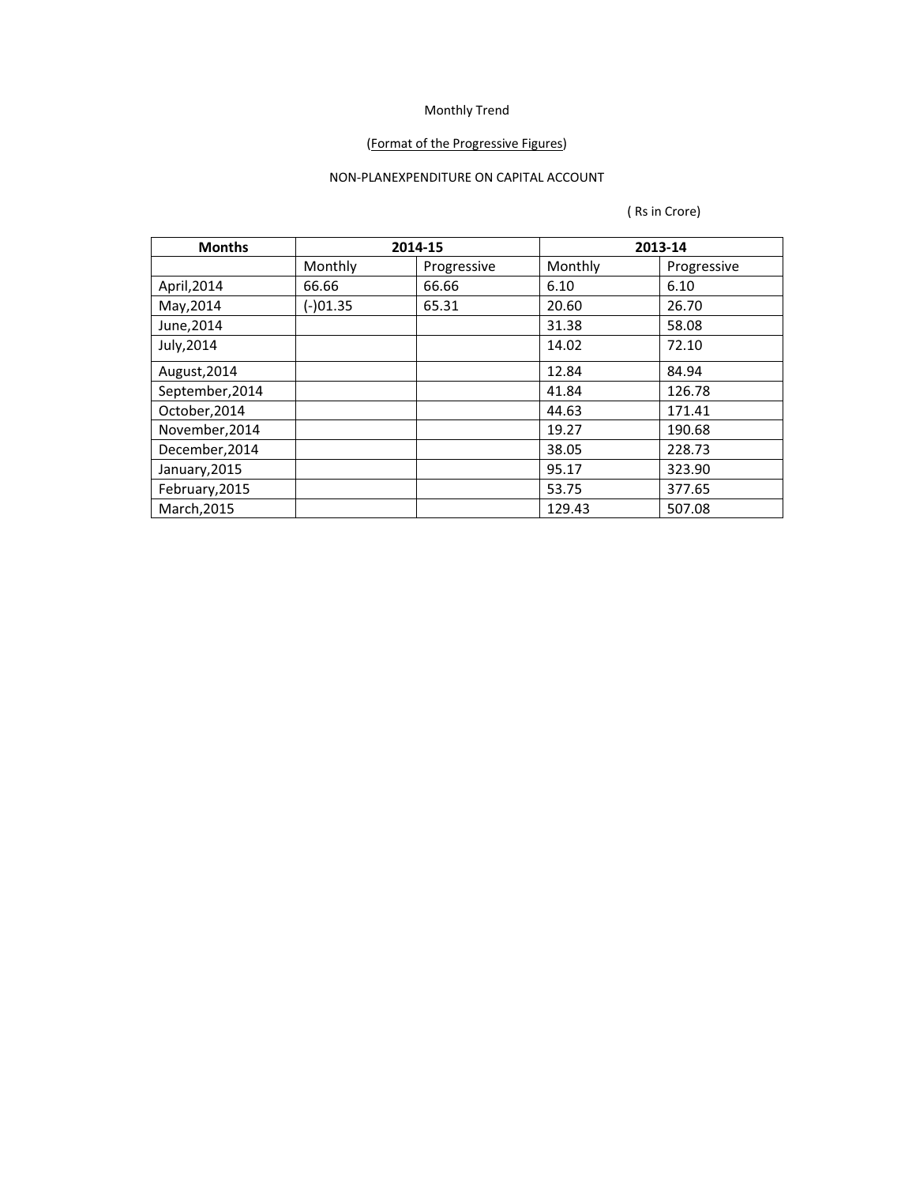Monthly Trend

(Format of the Progressive Figures)

NON-PLANEXPENDITURE ON CAPITAL ACCOUNT

( Rs in Crore)

| Months | 2014-15 | | 2013-14 | |
|---|---|---|---|---|
| | Monthly | Progressive | Monthly | Progressive |
| April,2014 | 66.66 | 66.66 | 6.10 | 6.10 |
| May,2014 | (-)01.35 | 65.31 | 20.60 | 26.70 |
| June,2014 | | | 31.38 | 58.08 |
| July,2014 | | | 14.02 | 72.10 |
| August,2014 | | | 12.84 | 84.94 |
| September,2014 | | | 41.84 | 126.78 |
| October,2014 | | | 44.63 | 171.41 |
| November,2014 | | | 19.27 | 190.68 |
| December,2014 | | | 38.05 | 228.73 |
| January,2015 | | | 95.17 | 323.90 |
| February,2015 | | | 53.75 | 377.65 |
| March,2015 | | | 129.43 | 507.08 |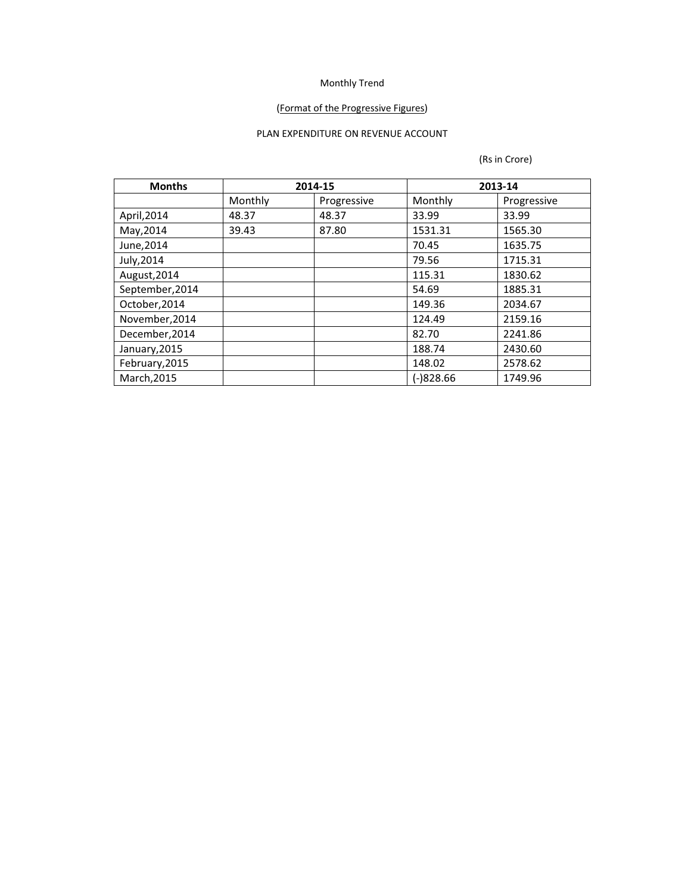Monthly Trend

(Format of the Progressive Figures)

PLAN EXPENDITURE ON REVENUE ACCOUNT

(Rs in Crore)

| Months | 2014-15 | | 2013-14 | |
|---|---|---|---|---|
| | Monthly | Progressive | Monthly | Progressive |
| April,2014 | 48.37 | 48.37 | 33.99 | 33.99 |
| May,2014 | 39.43 | 87.80 | 1531.31 | 1565.30 |
| June,2014 | | | 70.45 | 1635.75 |
| July,2014 | | | 79.56 | 1715.31 |
| August,2014 | | | 115.31 | 1830.62 |
| September,2014 | | | 54.69 | 1885.31 |
| October,2014 | | | 149.36 | 2034.67 |
| November,2014 | | | 124.49 | 2159.16 |
| December,2014 | | | 82.70 | 2241.86 |
| January,2015 | | | 188.74 | 2430.60 |
| February,2015 | | | 148.02 | 2578.62 |
| March,2015 | | | (-)828.66 | 1749.96 |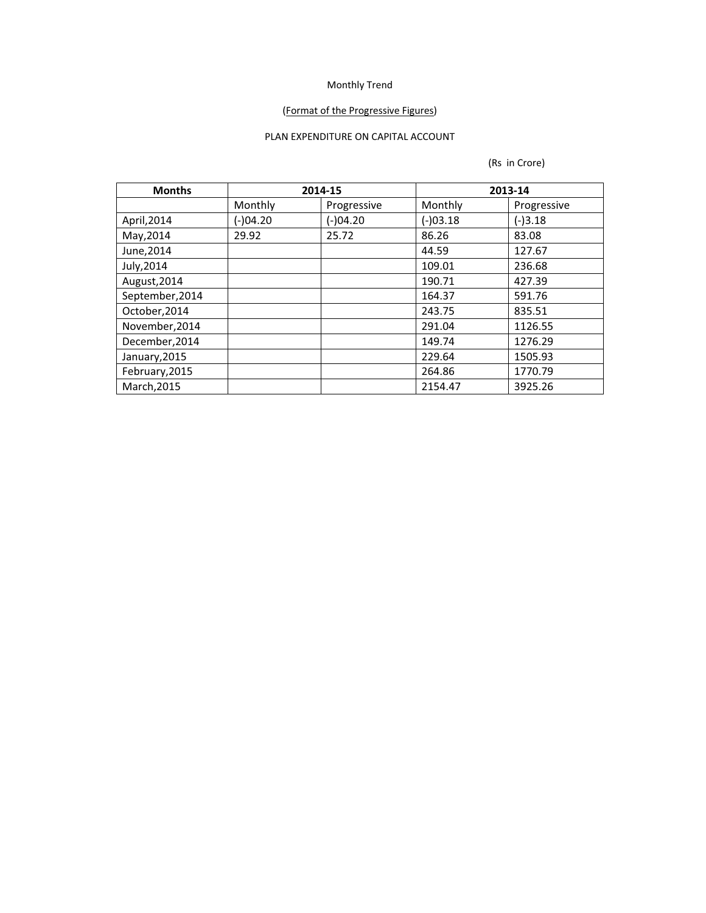Monthly Trend

(Format of the Progressive Figures)

PLAN EXPENDITURE ON CAPITAL ACCOUNT

(Rs in Crore)

| **Months** | **2014-15** | | **2013-14** | |
|---|---|---|---|---|
| | Monthly | Progressive | Monthly | Progressive |
| April,2014 | (-)04.20 | (-)04.20 | (-)03.18 | (-)3.18 |
| May,2014 | 29.92 | 25.72 | 86.26 | 83.08 |
| June,2014 | | | 44.59 | 127.67 |
| July,2014 | | | 109.01 | 236.68 |
| August,2014 | | | 190.71 | 427.39 |
| September,2014 | | | 164.37 | 591.76 |
| October,2014 | | | 243.75 | 835.51 |
| November,2014 | | | 291.04 | 1126.55 |
| December,2014 | | | 149.74 | 1276.29 |
| January,2015 | | | 229.64 | 1505.93 |
| February,2015 | | | 264.86 | 1770.79 |
| March,2015 | | | 2154.47 | 3925.26 |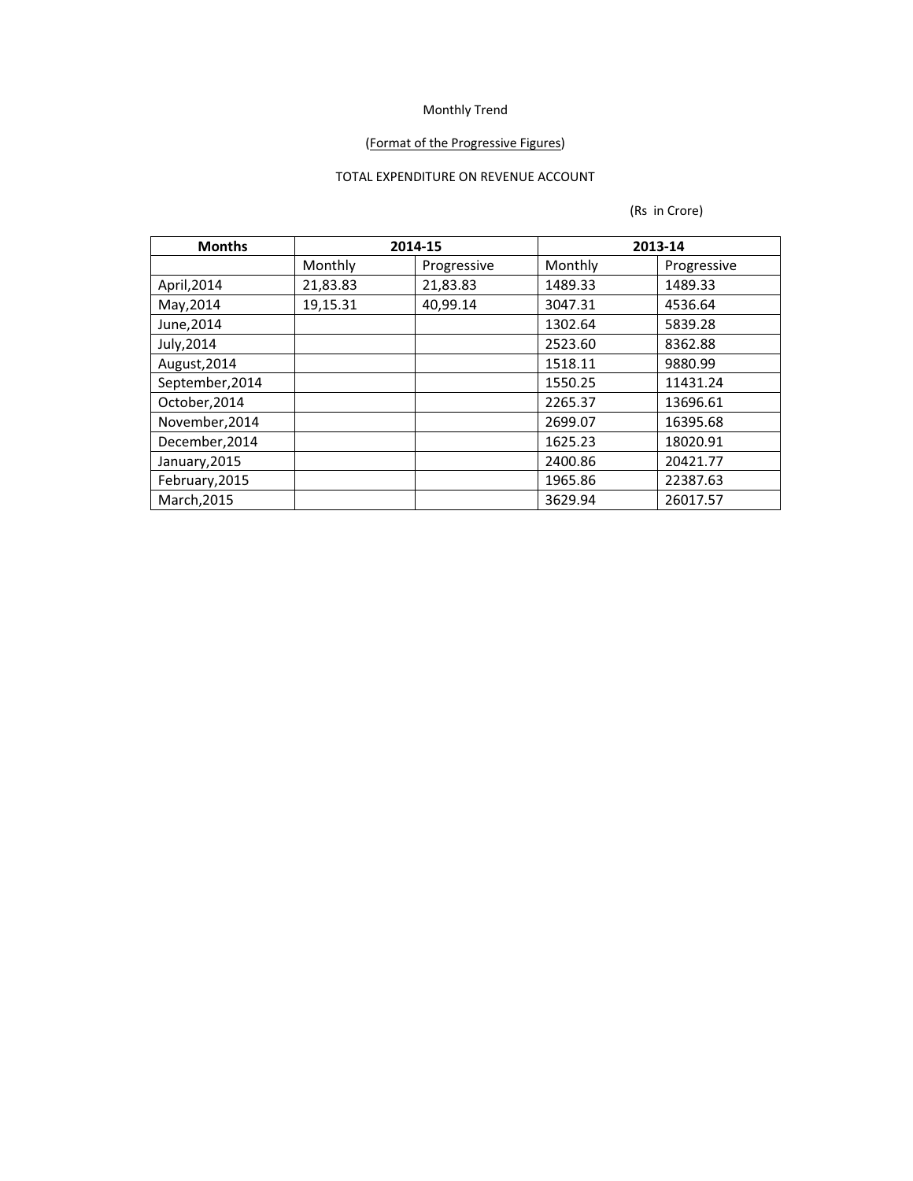Monthly Trend

(Format of the Progressive Figures)

TOTAL EXPENDITURE ON REVENUE ACCOUNT

(Rs in Crore)

| Months | 2014-15 | | 2013-14 | |
|---|---|---|---|---|
| | Monthly | Progressive | Monthly | Progressive |
| April,2014 | 21,83.83 | 21,83.83 | 1489.33 | 1489.33 |
| May,2014 | 19,15.31 | 40,99.14 | 3047.31 | 4536.64 |
| June,2014 | | | 1302.64 | 5839.28 |
| July,2014 | | | 2523.60 | 8362.88 |
| August,2014 | | | 1518.11 | 9880.99 |
| September,2014 | | | 1550.25 | 11431.24 |
| October,2014 | | | 2265.37 | 13696.61 |
| November,2014 | | | 2699.07 | 16395.68 |
| December,2014 | | | 1625.23 | 18020.91 |
| January,2015 | | | 2400.86 | 20421.77 |
| February,2015 | | | 1965.86 | 22387.63 |
| March,2015 | | | 3629.94 | 26017.57 |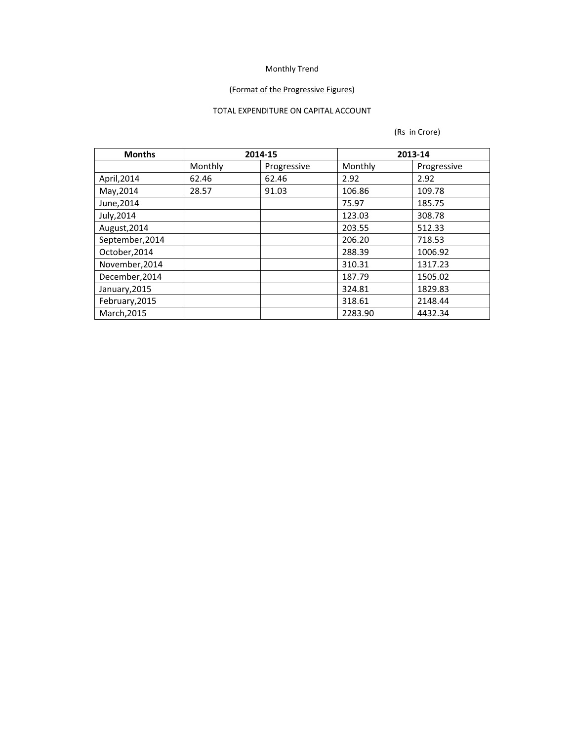Monthly Trend

(Format of the Progressive Figures)

TOTAL EXPENDITURE ON CAPITAL ACCOUNT

(Rs in Crore)

| **Months** | **2014-15** | | **2013-14** | |
|---|---|---|---|---|
| | Monthly | Progressive | Monthly | Progressive |
| April,2014 | 62.46 | 62.46 | 2.92 | 2.92 |
| May,2014 | 28.57 | 91.03 | 106.86 | 109.78 |
| June,2014 | | | 75.97 | 185.75 |
| July,2014 | | | 123.03 | 308.78 |
| August,2014 | | | 203.55 | 512.33 |
| September,2014 | | | 206.20 | 718.53 |
| October,2014 | | | 288.39 | 1006.92 |
| November,2014 | | | 310.31 | 1317.23 |
| December,2014 | | | 187.79 | 1505.02 |
| January,2015 | | | 324.81 | 1829.83 |
| February,2015 | | | 318.61 | 2148.44 |
| March,2015 | | | 2283.90 | 4432.34 |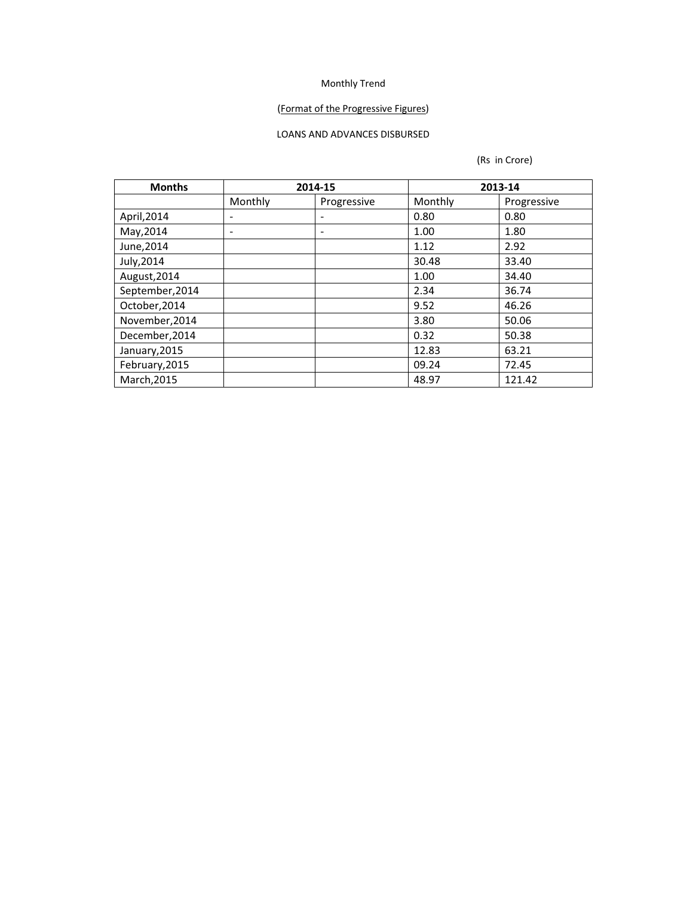Monthly Trend

(Format of the Progressive Figures)

LOANS AND ADVANCES DISBURSED

(Rs in Crore)

| Months | 2014-15 | | 2013-14 | |
|---|---|---|---|---|
| | Monthly | Progressive | Monthly | Progressive |
| April,2014 | - | - | 0.80 | 0.80 |
| May,2014 | - | - | 1.00 | 1.80 |
| June,2014 | | | 1.12 | 2.92 |
| July,2014 | | | 30.48 | 33.40 |
| August,2014 | | | 1.00 | 34.40 |
| September,2014 | | | 2.34 | 36.74 |
| October,2014 | | | 9.52 | 46.26 |
| November,2014 | | | 3.80 | 50.06 |
| December,2014 | | | 0.32 | 50.38 |
| January,2015 | | | 12.83 | 63.21 |
| February,2015 | | | 09.24 | 72.45 |
| March,2015 | | | 48.97 | 121.42 |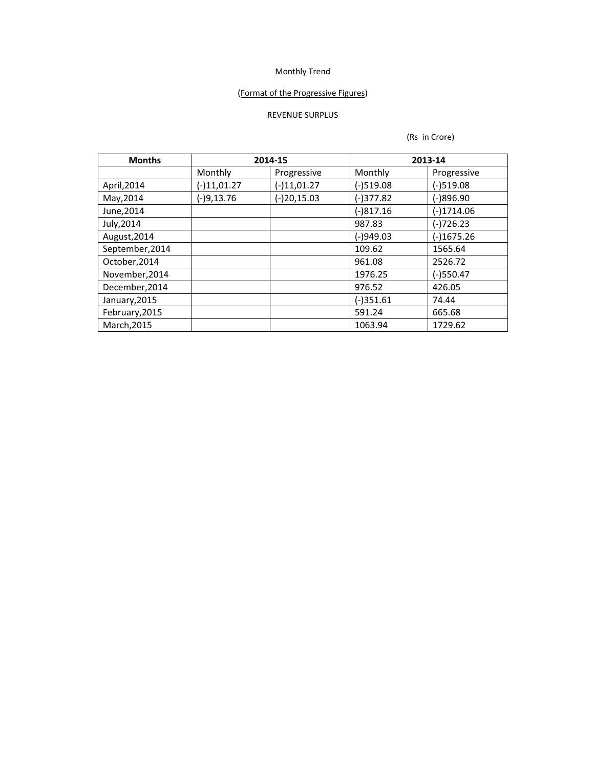Monthly Trend

(Format of the Progressive Figures)

REVENUE SURPLUS

(Rs in Crore)

| Months | 2014-15 | | 2013-14 | |
|---|---|---|---|---|
| | Monthly | Progressive | Monthly | Progressive |
| April,2014 | (-)11,01.27 | (-)11,01.27 | (-)519.08 | (-)519.08 |
| May,2014 | (-)9,13.76 | (-)20,15.03 | (-)377.82 | (-)896.90 |
| June,2014 | | | (-)817.16 | (-)1714.06 |
| July,2014 | | | 987.83 | (-)726.23 |
| August,2014 | | | (-)949.03 | (-)1675.26 |
| September,2014 | | | 109.62 | 1565.64 |
| October,2014 | | | 961.08 | 2526.72 |
| November,2014 | | | 1976.25 | (-)550.47 |
| December,2014 | | | 976.52 | 426.05 |
| January,2015 | | | (-)351.61 | 74.44 |
| February,2015 | | | 591.24 | 665.68 |
| March,2015 | | | 1063.94 | 1729.62 |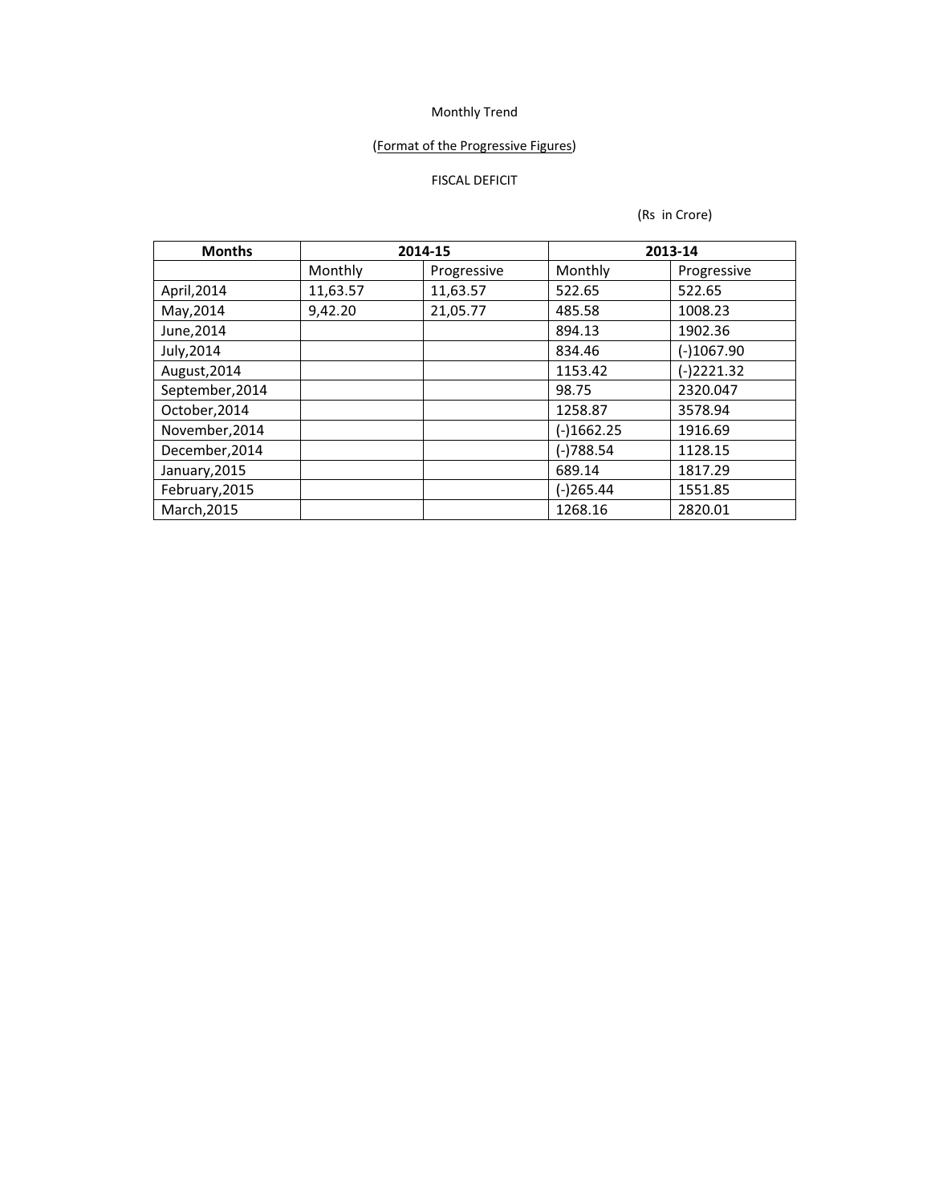Monthly Trend

(Format of the Progressive Figures)

FISCAL DEFICIT

(Rs in Crore)

| Months | 2014-15 | | 2013-14 | |
|---|---|---|---|---|
| | Monthly | Progressive | Monthly | Progressive |
| April,2014 | 11,63.57 | 11,63.57 | 522.65 | 522.65 |
| May,2014 | 9,42.20 | 21,05.77 | 485.58 | 1008.23 |
| June,2014 | | | 894.13 | 1902.36 |
| July,2014 | | | 834.46 | (-)1067.90 |
| August,2014 | | | 1153.42 | (-)2221.32 |
| September,2014 | | | 98.75 | 2320.047 |
| October,2014 | | | 1258.87 | 3578.94 |
| November,2014 | | | (-)1662.25 | 1916.69 |
| December,2014 | | | (-)788.54 | 1128.15 |
| January,2015 | | | 689.14 | 1817.29 |
| February,2015 | | | (-)265.44 | 1551.85 |
| March,2015 | | | 1268.16 | 2820.01 |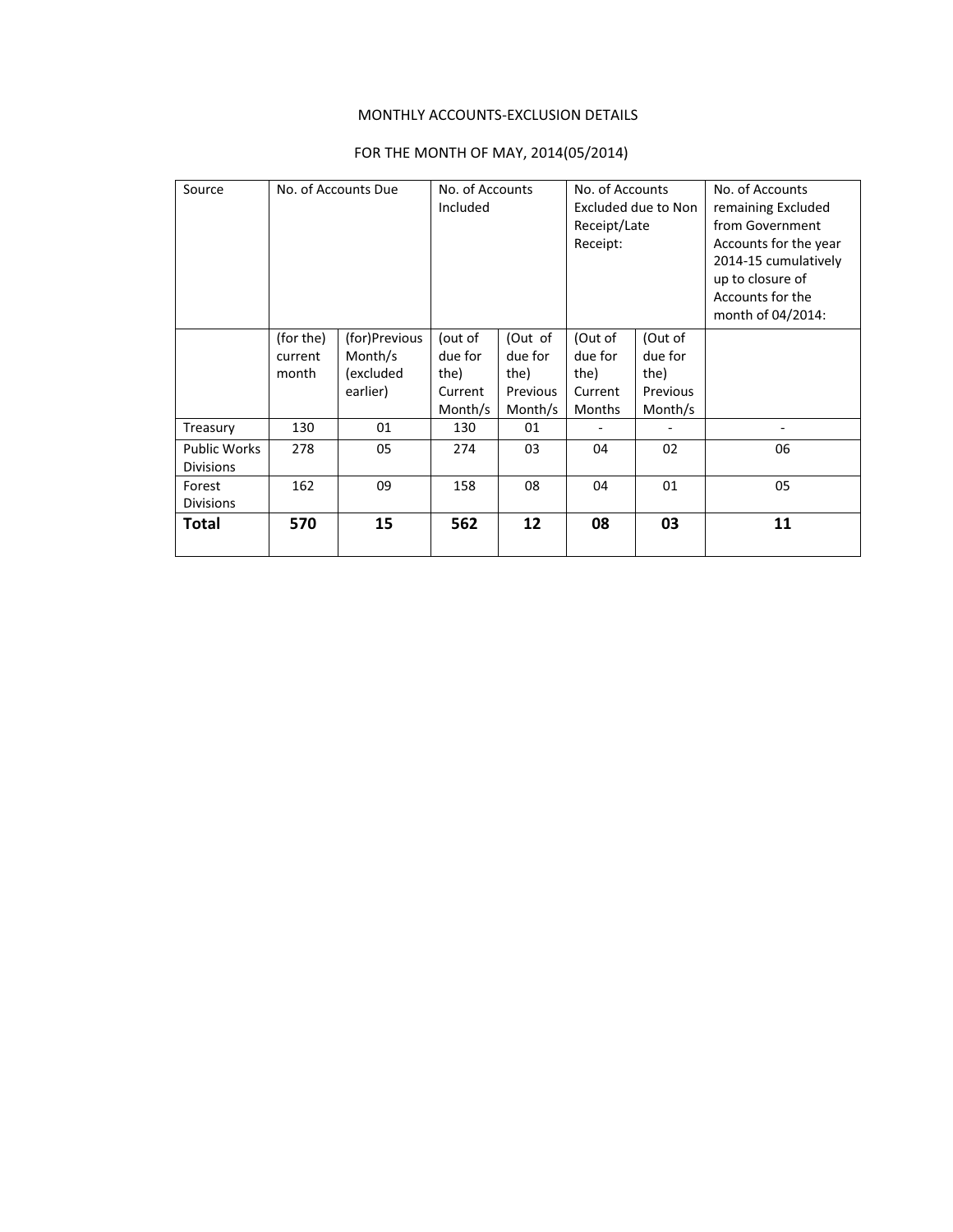MONTHLY ACCOUNTS-EXCLUSION DETAILS

FOR THE MONTH OF MAY, 2014(05/2014)

| Source | No. of Accounts Due | | No. of Accounts Included | | No. of Accounts Excluded due to Non Receipt/Late Receipt: | | No. of Accounts remaining Excluded from Government Accounts for the year 2014-15 cumulatively up to closure of Accounts for the month of 04/2014: |
|---|---|---|---|---|---|---|---|
| | (for the) current month | (for)Previous Month/s (excluded earlier) | (out of due for the) Current Month/s | (Out of due for the) Previous Month/s | (Out of due for the) Current Months | (Out of due for the) Previous Month/s | |
| Treasury | 130 | 01 | 130 | 01 | - | - | - |
| Public Works Divisions | 278 | 05 | 274 | 03 | 04 | 02 | 06 |
| Forest Divisions | 162 | 09 | 158 | 08 | 04 | 01 | 05 |
| **Total** | **570** | **15** | **562** | **12** | **08** | **03** | **11** |